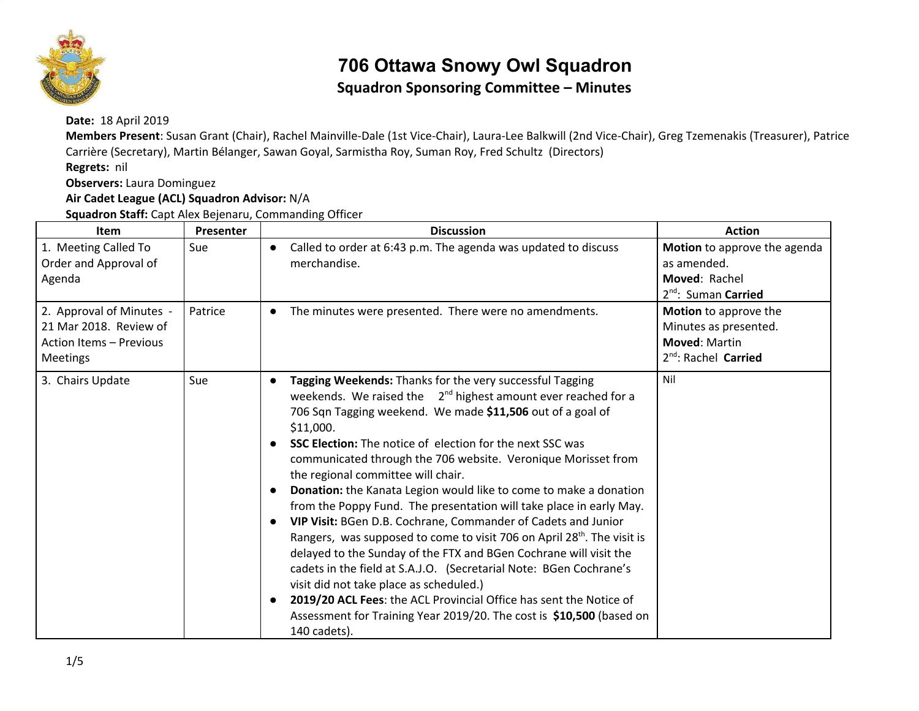# 706 Ottawa Snowy Owl Squadron

## Squadron Sponsoring Committee – Minutes

**Date:** 18 April 2019
**Members Present**: Susan Grant (Chair), Rachel Mainville-Dale (1st Vice-Chair), Laura-Lee Balkwill (2nd Vice-Chair), Greg Tzemenakis (Treasurer), Patrice Carrière (Secretary), Martin Bélanger, Sawan Goyal, Sarmistha Roy, Suman Roy, Fred Schultz (Directors)
**Regrets:** nil
**Observers:** Laura Dominguez
**Air Cadet League (ACL) Squadron Advisor:** N/A
**Squadron Staff:** Capt Alex Bejenaru, Commanding Officer

| Item | Presenter | Discussion | Action |
|---|---|---|---|
| 1. Meeting Called To Order and Approval of Agenda | Sue | • Called to order at 6:43 p.m. The agenda was updated to discuss merchandise. | **Motion** to approve the agenda as amended. **Moved**: Rachel 2nd: Suman **Carried** |
| 2. Approval of Minutes - 21 Mar 2018. Review of Action Items – Previous Meetings | Patrice | • The minutes were presented. There were no amendments. | **Motion** to approve the Minutes as presented. **Moved**: Martin 2nd: Rachel **Carried** |
| 3. Chairs Update | Sue | • **Tagging Weekends:** Thanks for the very successful Tagging weekends. We raised the 2nd highest amount ever reached for a 706 Sqn Tagging weekend. We made **$11,506** out of a goal of $11,000. • **SSC Election:** The notice of election for the next SSC was communicated through the 706 website. Veronique Morisset from the regional committee will chair. • **Donation:** the Kanata Legion would like to come to make a donation from the Poppy Fund. The presentation will take place in early May. • **VIP Visit:** BGen D.B. Cochrane, Commander of Cadets and Junior Rangers, was supposed to come to visit 706 on April 28th. The visit is delayed to the Sunday of the FTX and BGen Cochrane will visit the cadets in the field at S.A.J.O. (Secretarial Note: BGen Cochrane's visit did not take place as scheduled.) • **2019/20 ACL Fees**: the ACL Provincial Office has sent the Notice of Assessment for Training Year 2019/20. The cost is **$10,500** (based on 140 cadets). | Nil |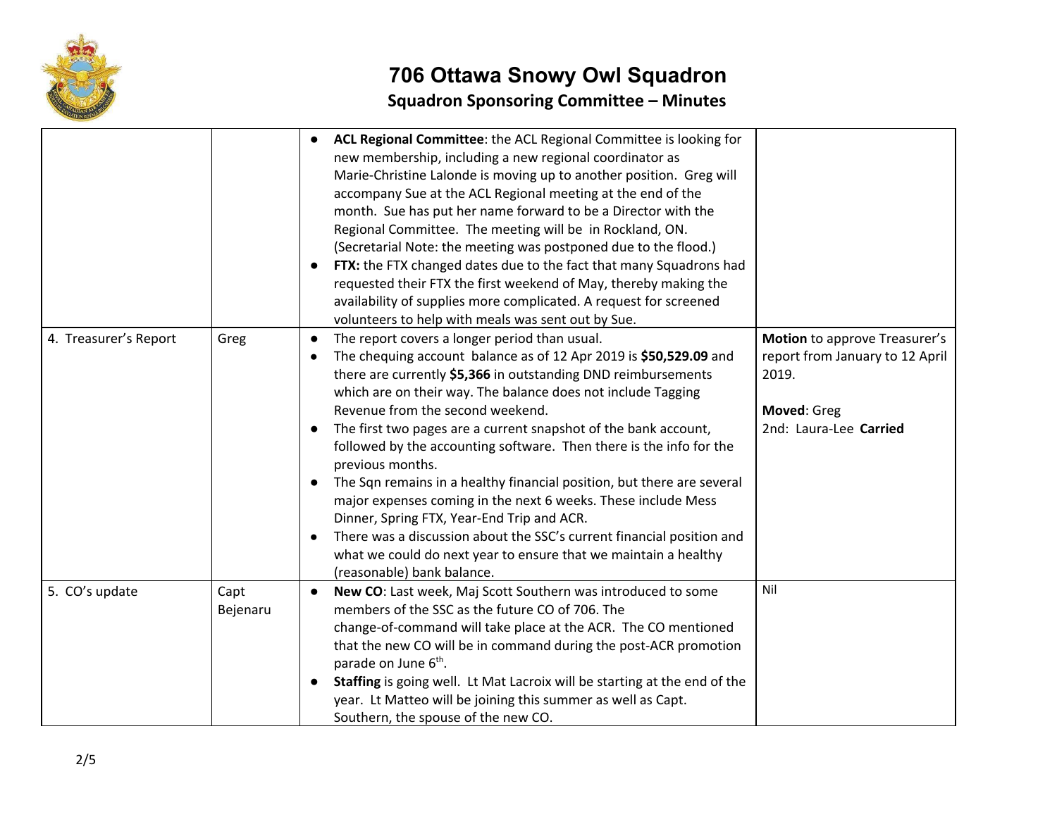# 706 Ottawa Snowy Owl Squadron

## Squadron Sponsoring Committee – Minutes

| | | | |
|---|---|---|---|
| | | • **ACL Regional Committee**: the ACL Regional Committee is looking for new membership, including a new regional coordinator as Marie-Christine Lalonde is moving up to another position. Greg will accompany Sue at the ACL Regional meeting at the end of the month. Sue has put her name forward to be a Director with the Regional Committee. The meeting will be in Rockland, ON. (Secretarial Note: the meeting was postponed due to the flood.)<br>• **FTX:** the FTX changed dates due to the fact that many Squadrons had requested their FTX the first weekend of May, thereby making the availability of supplies more complicated. A request for screened volunteers to help with meals was sent out by Sue. | |
| 4. Treasurer's Report | Greg | • The report covers a longer period than usual.<br>• The chequing account balance as of 12 Apr 2019 is **$50,529.09** and there are currently **$5,366** in outstanding DND reimbursements which are on their way. The balance does not include Tagging Revenue from the second weekend.<br>• The first two pages are a current snapshot of the bank account, followed by the accounting software. Then there is the info for the previous months.<br>• The Sqn remains in a healthy financial position, but there are several major expenses coming in the next 6 weeks. These include Mess Dinner, Spring FTX, Year-End Trip and ACR.<br>• There was a discussion about the SSC's current financial position and what we could do next year to ensure that we maintain a healthy (reasonable) bank balance. | **Motion** to approve Treasurer's report from January to 12 April 2019.<br><br>**Moved**: Greg<br>2nd: Laura-Lee **Carried** |
| 5. CO's update | Capt Bejenaru | • **New CO**: Last week, Maj Scott Southern was introduced to some members of the SSC as the future CO of 706. The change-of-command will take place at the ACR. The CO mentioned that the new CO will be in command during the post-ACR promotion parade on June 6th.<br>• **Staffing** is going well. Lt Mat Lacroix will be starting at the end of the year. Lt Matteo will be joining this summer as well as Capt. Southern, the spouse of the new CO. | Nil |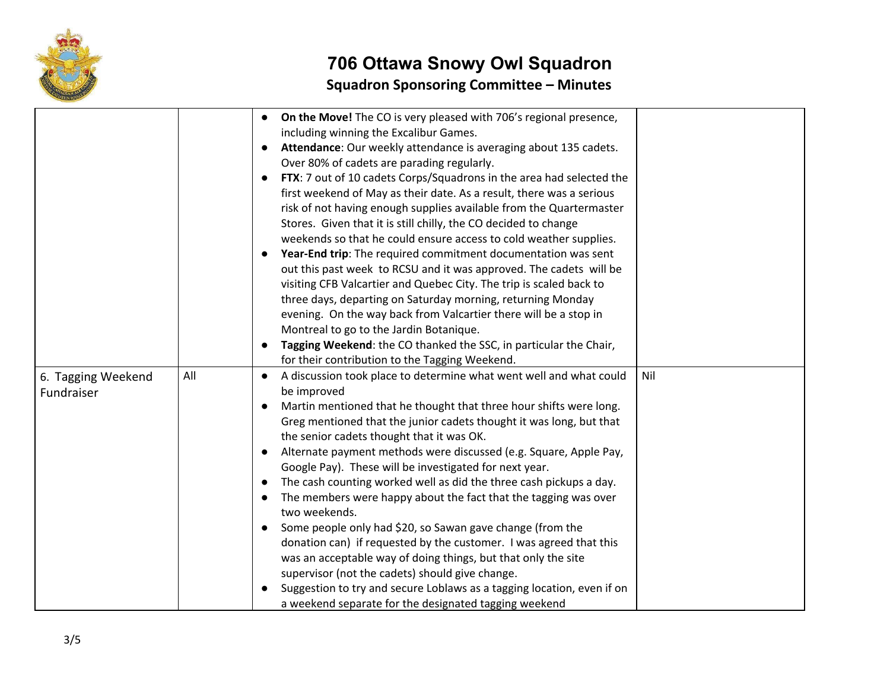# 706 Ottawa Snowy Owl Squadron

## Squadron Sponsoring Committee – Minutes

| | | | |
|---|---|---|---|
| | | • **On the Move!** The CO is very pleased with 706's regional presence, including winning the Excalibur Games.<br>• **Attendance**: Our weekly attendance is averaging about 135 cadets. Over 80% of cadets are parading regularly.<br>• **FTX**: 7 out of 10 cadets Corps/Squadrons in the area had selected the first weekend of May as their date. As a result, there was a serious risk of not having enough supplies available from the Quartermaster Stores. Given that it is still chilly, the CO decided to change weekends so that he could ensure access to cold weather supplies.<br>• **Year-End trip**: The required commitment documentation was sent out this past week to RCSU and it was approved. The cadets will be visiting CFB Valcartier and Quebec City. The trip is scaled back to three days, departing on Saturday morning, returning Monday evening. On the way back from Valcartier there will be a stop in Montreal to go to the Jardin Botanique.<br>• **Tagging Weekend**: the CO thanked the SSC, in particular the Chair, for their contribution to the Tagging Weekend. | |
| 6. Tagging Weekend Fundraiser | All | • A discussion took place to determine what went well and what could be improved<br>• Martin mentioned that he thought that three hour shifts were long. Greg mentioned that the junior cadets thought it was long, but that the senior cadets thought that it was OK.<br>• Alternate payment methods were discussed (e.g. Square, Apple Pay, Google Pay). These will be investigated for next year.<br>• The cash counting worked well as did the three cash pickups a day.<br>• The members were happy about the fact that the tagging was over two weekends.<br>• Some people only had $20, so Sawan gave change (from the donation can) if requested by the customer. I was agreed that this was an acceptable way of doing things, but that only the site supervisor (not the cadets) should give change.<br>• Suggestion to try and secure Loblaws as a tagging location, even if on a weekend separate for the designated tagging weekend | Nil |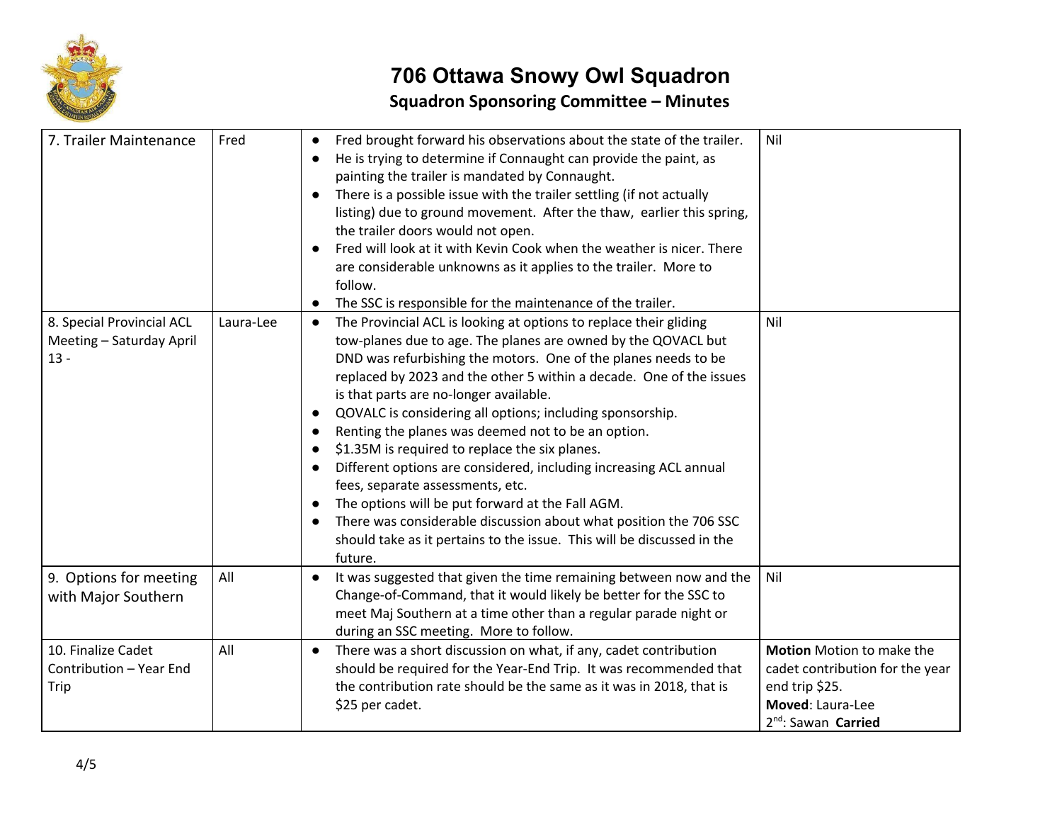# 706 Ottawa Snowy Owl Squadron

## Squadron Sponsoring Committee – Minutes

| | | | |
|---|---|---|---|
| 7. Trailer Maintenance | Fred | • Fred brought forward his observations about the state of the trailer.<br>• He is trying to determine if Connaught can provide the paint, as painting the trailer is mandated by Connaught.<br>• There is a possible issue with the trailer settling (if not actually listing) due to ground movement. After the thaw, earlier this spring, the trailer doors would not open.<br>• Fred will look at it with Kevin Cook when the weather is nicer. There are considerable unknowns as it applies to the trailer. More to follow.<br>• The SSC is responsible for the maintenance of the trailer. | Nil |
| 8. Special Provincial ACL Meeting – Saturday April 13 - | Laura-Lee | • The Provincial ACL is looking at options to replace their gliding tow-planes due to age. The planes are owned by the QOVACL but DND was refurbishing the motors. One of the planes needs to be replaced by 2023 and the other 5 within a decade. One of the issues is that parts are no-longer available.<br>• QOVALC is considering all options; including sponsorship.<br>• Renting the planes was deemed not to be an option.<br>• $1.35M is required to replace the six planes.<br>• Different options are considered, including increasing ACL annual fees, separate assessments, etc.<br>• The options will be put forward at the Fall AGM.<br>• There was considerable discussion about what position the 706 SSC should take as it pertains to the issue. This will be discussed in the future. | Nil |
| 9. Options for meeting with Major Southern | All | • It was suggested that given the time remaining between now and the Change-of-Command, that it would likely be better for the SSC to meet Maj Southern at a time other than a regular parade night or during an SSC meeting. More to follow. | Nil |
| 10. Finalize Cadet Contribution – Year End Trip | All | • There was a short discussion on what, if any, cadet contribution should be required for the Year-End Trip. It was recommended that the contribution rate should be the same as it was in 2018, that is $25 per cadet. | **Motion** Motion to make the cadet contribution for the year end trip $25.<br>**Moved**: Laura-Lee<br>2nd: Sawan **Carried** |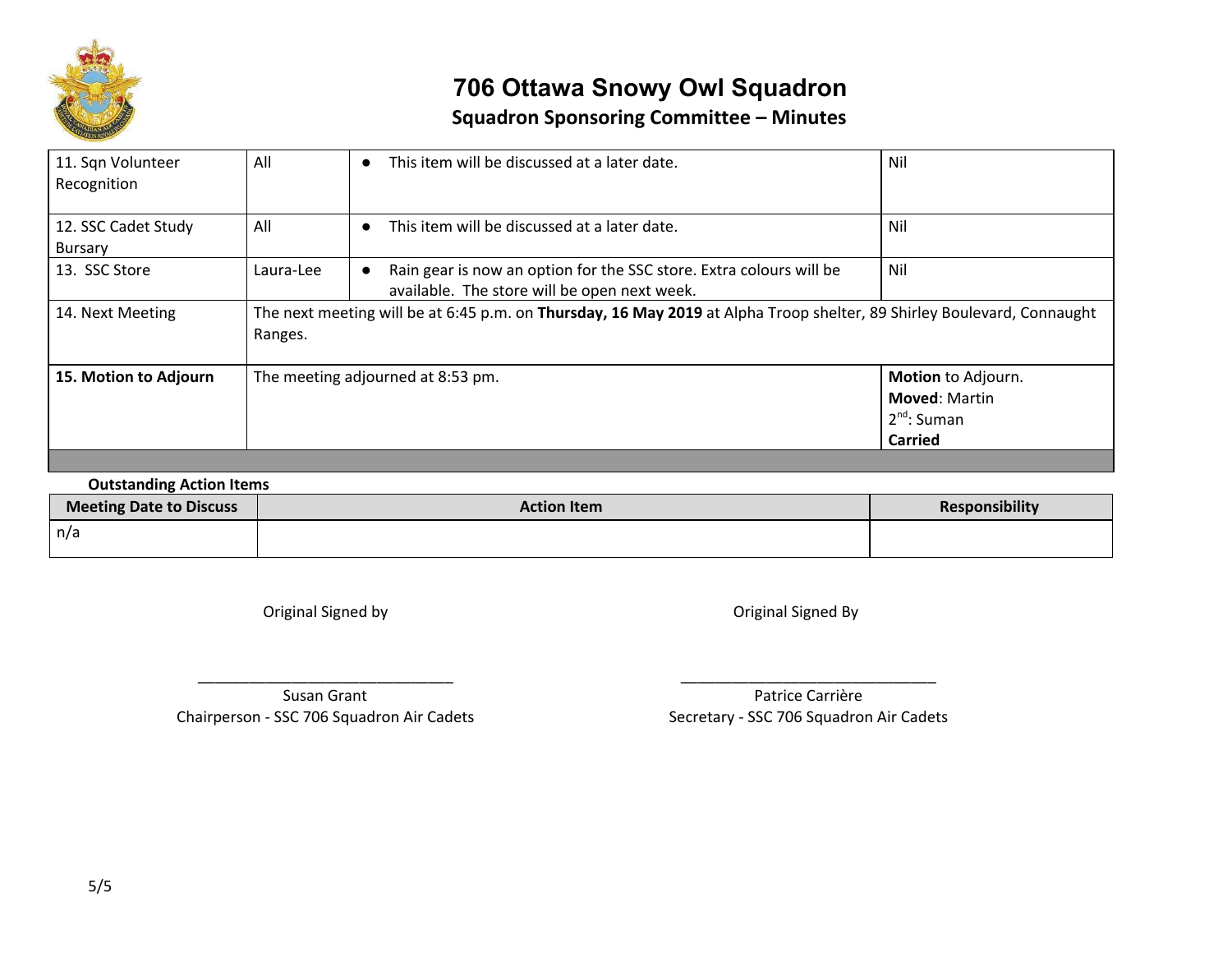# 706 Ottawa Snowy Owl Squadron

## Squadron Sponsoring Committee – Minutes

| | | | |
|---|---|---|---|
| 11. Sqn Volunteer Recognition | All | • This item will be discussed at a later date. | Nil |
| 12. SSC Cadet Study Bursary | All | • This item will be discussed at a later date. | Nil |
| 13. SSC Store | Laura-Lee | • Rain gear is now an option for the SSC store. Extra colours will be available. The store will be open next week. | Nil |
| 14. Next Meeting | The next meeting will be at 6:45 p.m. on **Thursday, 16 May 2019** at Alpha Troop shelter, 89 Shirley Boulevard, Connaught Ranges. | | |
| **15. Motion to Adjourn** | The meeting adjourned at 8:53 pm. | | **Motion** to Adjourn.<br>**Moved**: Martin<br>2nd: Suman<br>**Carried** |

**Outstanding Action Items**

| Meeting Date to Discuss | Action Item | Responsibility |
|---|---|---|
| n/a | | |

Original Signed by

\_\_\_\_\_\_\_\_\_\_\_\_\_\_\_\_\_\_\_\_\_\_\_\_\_\_\_\_\_\_

Susan Grant
Chairperson - SSC 706 Squadron Air Cadets

Original Signed By

\_\_\_\_\_\_\_\_\_\_\_\_\_\_\_\_\_\_\_\_\_\_\_\_\_\_\_\_\_\_

Patrice Carrière
Secretary - SSC 706 Squadron Air Cadets